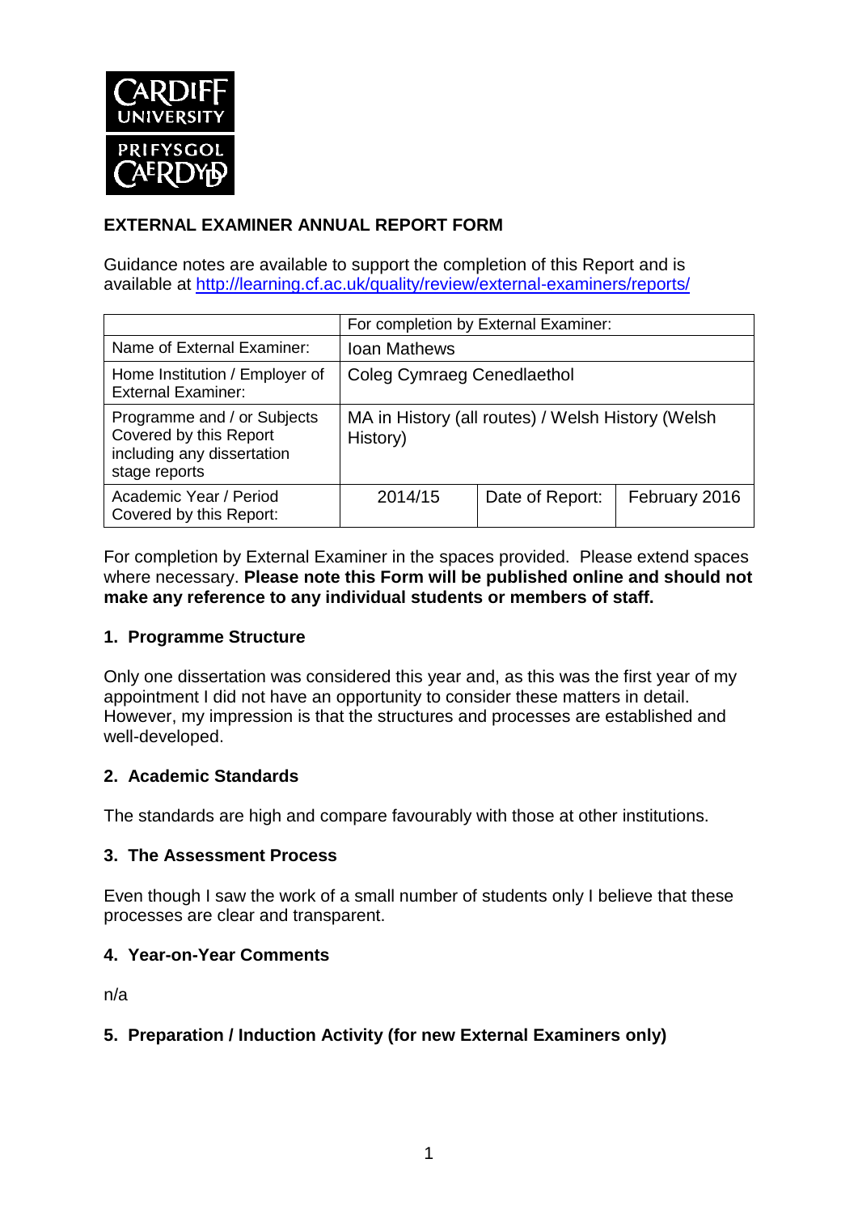**EXTERNAL EXAMINER ANNUAL REPORT FORM**

Guidance notes are available to support the completion of this Report and is available at http://learning.cf.ac.uk/quality/review/external-examiners/reports/

| | For completion by External Examiner: | | |
|---|---|---|---|
| Name of External Examiner: | Ioan Mathews | | |
| Home Institution / Employer of External Examiner: | Coleg Cymraeg Cenedlaethol | | |
| Programme and / or Subjects Covered by this Report including any dissertation stage reports | MA in History (all routes) / Welsh History (Welsh History) | | |
| Academic Year / Period Covered by this Report: | 2014/15 | Date of Report: | February 2016 |

For completion by External Examiner in the spaces provided. Please extend spaces where necessary. **Please note this Form will be published online and should not make any reference to any individual students or members of staff.**

## 1. Programme Structure

Only one dissertation was considered this year and, as this was the first year of my appointment I did not have an opportunity to consider these matters in detail. However, my impression is that the structures and processes are established and well-developed.

## 2. Academic Standards

The standards are high and compare favourably with those at other institutions.

## 3. The Assessment Process

Even though I saw the work of a small number of students only I believe that these processes are clear and transparent.

## 4. Year-on-Year Comments

n/a

## 5. Preparation / Induction Activity (for new External Examiners only)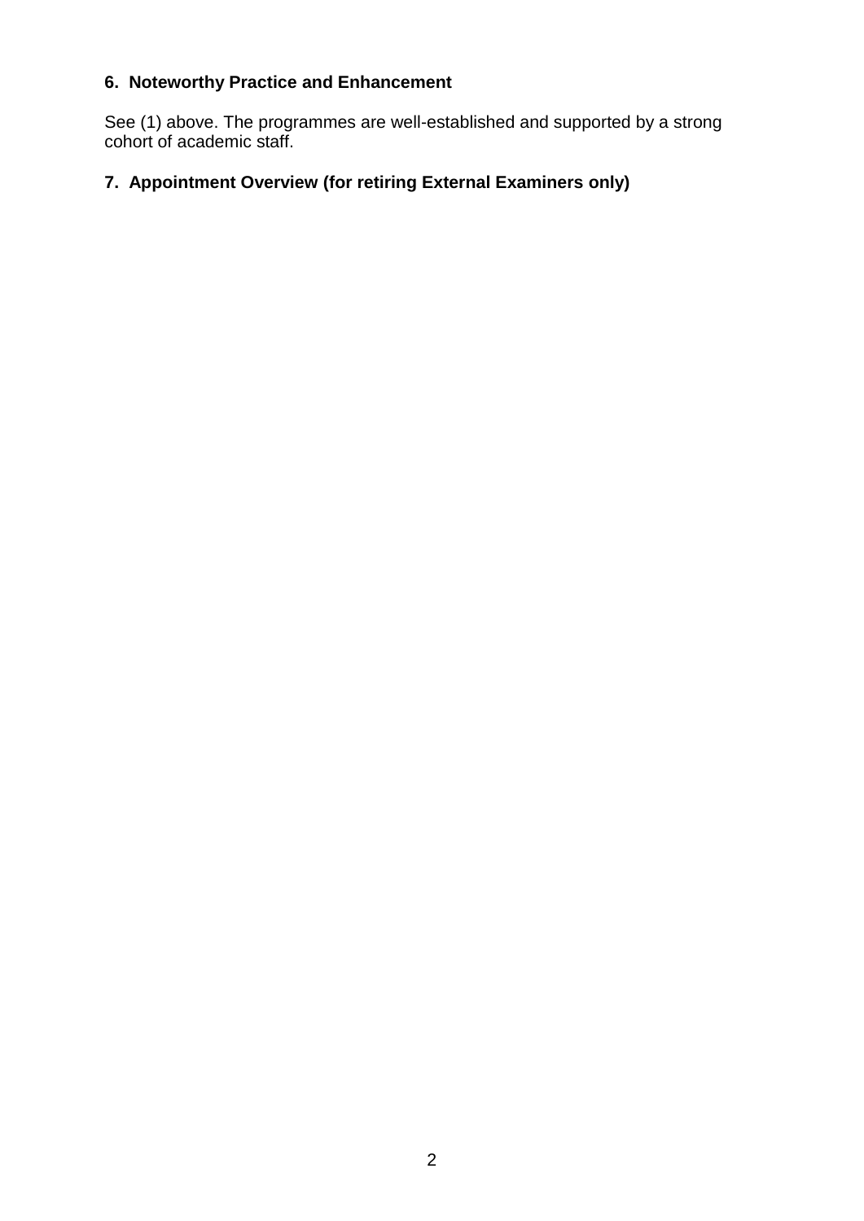## 6. Noteworthy Practice and Enhancement

See (1) above. The programmes are well-established and supported by a strong cohort of academic staff.

## 7. Appointment Overview (for retiring External Examiners only)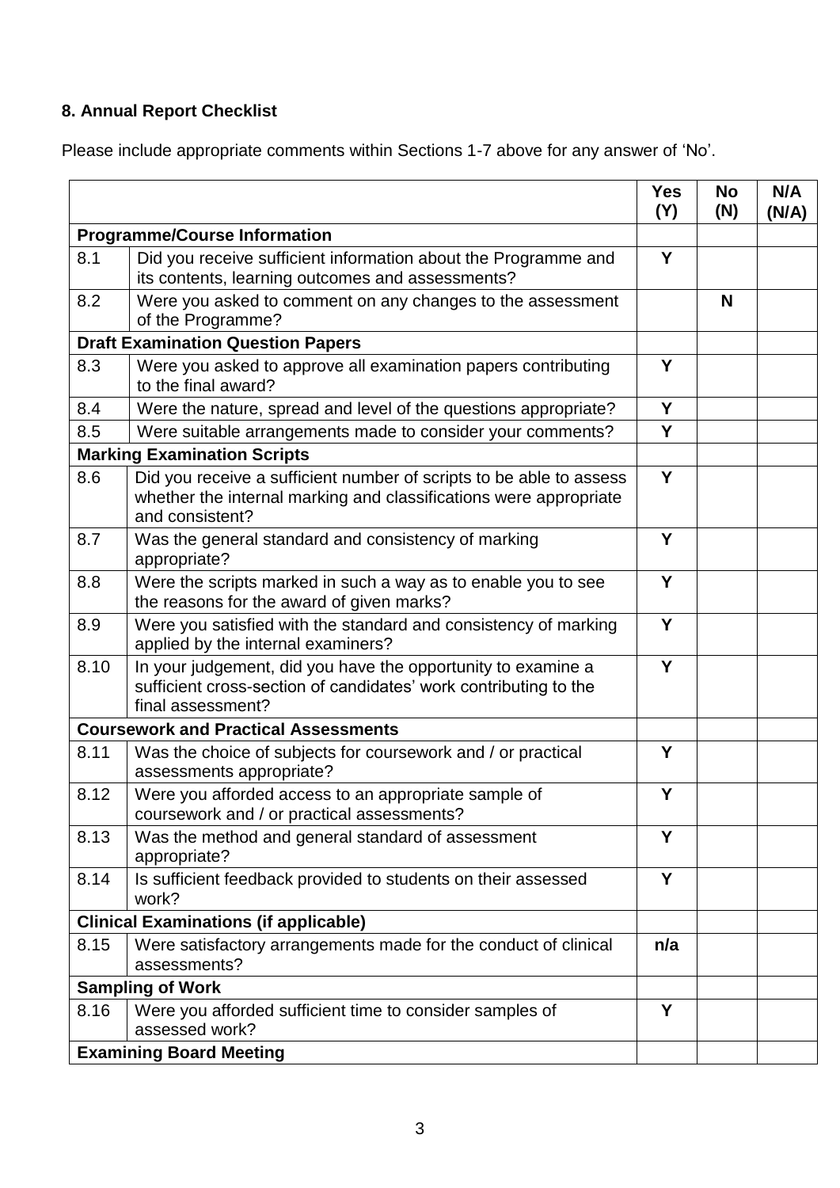### 8. Annual Report Checklist

Please include appropriate comments within Sections 1-7 above for any answer of 'No'.

| | | Yes (Y) | No (N) | N/A (N/A) |
|---|---|---|---|---|
| **Programme/Course Information** | | | | |
| 8.1 | Did you receive sufficient information about the Programme and its contents, learning outcomes and assessments? | **Y** | | |
| 8.2 | Were you asked to comment on any changes to the assessment of the Programme? | | **N** | |
| **Draft Examination Question Papers** | | | | |
| 8.3 | Were you asked to approve all examination papers contributing to the final award? | **Y** | | |
| 8.4 | Were the nature, spread and level of the questions appropriate? | **Y** | | |
| 8.5 | Were suitable arrangements made to consider your comments? | **Y** | | |
| **Marking Examination Scripts** | | | | |
| 8.6 | Did you receive a sufficient number of scripts to be able to assess whether the internal marking and classifications were appropriate and consistent? | **Y** | | |
| 8.7 | Was the general standard and consistency of marking appropriate? | **Y** | | |
| 8.8 | Were the scripts marked in such a way as to enable you to see the reasons for the award of given marks? | **Y** | | |
| 8.9 | Were you satisfied with the standard and consistency of marking applied by the internal examiners? | **Y** | | |
| 8.10 | In your judgement, did you have the opportunity to examine a sufficient cross-section of candidates' work contributing to the final assessment? | **Y** | | |
| **Coursework and Practical Assessments** | | | | |
| 8.11 | Was the choice of subjects for coursework and / or practical assessments appropriate? | **Y** | | |
| 8.12 | Were you afforded access to an appropriate sample of coursework and / or practical assessments? | **Y** | | |
| 8.13 | Was the method and general standard of assessment appropriate? | **Y** | | |
| 8.14 | Is sufficient feedback provided to students on their assessed work? | **Y** | | |
| **Clinical Examinations (if applicable)** | | | | |
| 8.15 | Were satisfactory arrangements made for the conduct of clinical assessments? | **n/a** | | |
| **Sampling of Work** | | | | |
| 8.16 | Were you afforded sufficient time to consider samples of assessed work? | **Y** | | |
| **Examining Board Meeting** | | | | |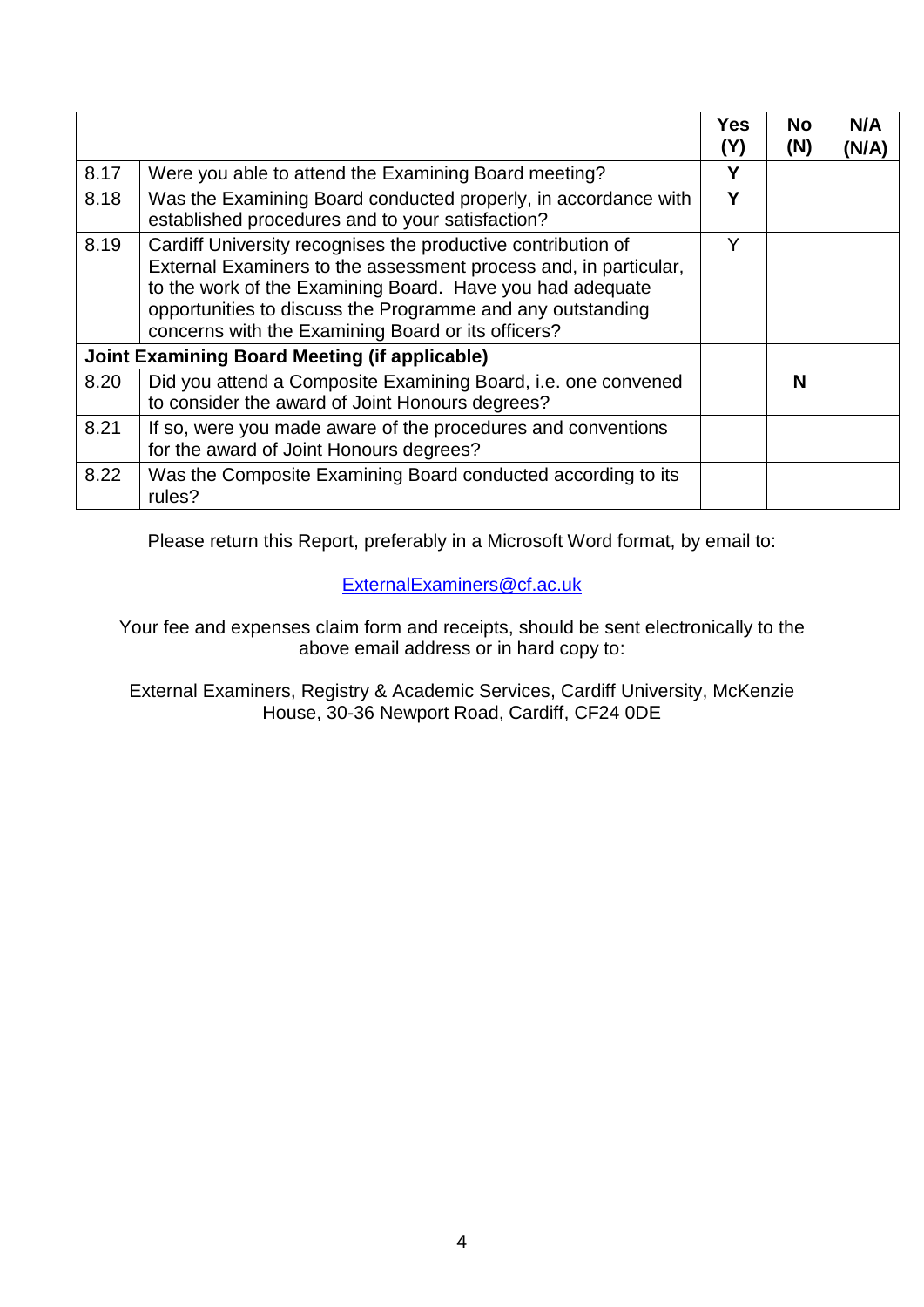| | | Yes (Y) | No (N) | N/A (N/A) |
|---|---|---|---|---|
| 8.17 | Were you able to attend the Examining Board meeting? | **Y** | | |
| 8.18 | Was the Examining Board conducted properly, in accordance with established procedures and to your satisfaction? | **Y** | | |
| 8.19 | Cardiff University recognises the productive contribution of External Examiners to the assessment process and, in particular, to the work of the Examining Board. Have you had adequate opportunities to discuss the Programme and any outstanding concerns with the Examining Board or its officers? | Y | | |
| **Joint Examining Board Meeting (if applicable)** | | | | |
| 8.20 | Did you attend a Composite Examining Board, i.e. one convened to consider the award of Joint Honours degrees? | | **N** | |
| 8.21 | If so, were you made aware of the procedures and conventions for the award of Joint Honours degrees? | | | |
| 8.22 | Was the Composite Examining Board conducted according to its rules? | | | |

Please return this Report, preferably in a Microsoft Word format, by email to:

[ExternalExaminers@cf.ac.uk](mailto:ExternalExaminers@cf.ac.uk)

Your fee and expenses claim form and receipts, should be sent electronically to the above email address or in hard copy to:

External Examiners, Registry & Academic Services, Cardiff University, McKenzie House, 30-36 Newport Road, Cardiff, CF24 0DE